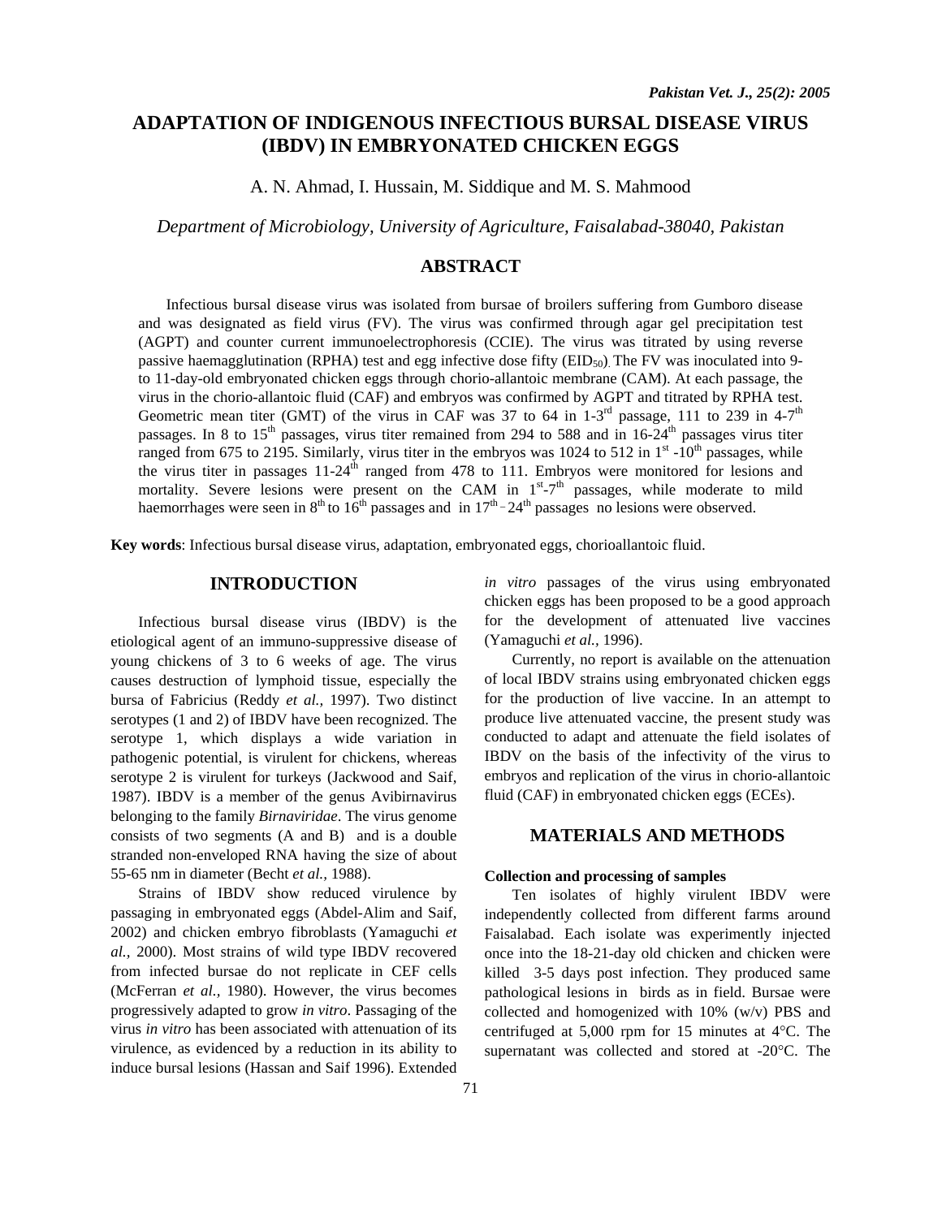# ADAPTATION OF INDIGENOUS INFECTIOUS BURSAL DISEASE VIRUS (IBDV) IN EMBRYONATED CHICKEN EGGS

A. N. Ahmad, I. Hussain, M. Siddique and M. S. Mahmood

*Department of Microbiology, University of Agriculture, Faisalabad-38040, Pakistan*

## ABSTRACT

Infectious bursal disease virus was isolated from bursae of broilers suffering from Gumboro disease and was designated as field virus (FV). The virus was confirmed through agar gel precipitation test (AGPT) and counter current immunoelectrophoresis (CCIE). The virus was titrated by using reverse passive haemagglutination (RPHA) test and egg infective dose fifty ($EID_{50}$). The FV was inoculated into 9- to 11-day-old embryonated chicken eggs through chorio-allantoic membrane (CAM). At each passage, the virus in the chorio-allantoic fluid (CAF) and embryos was confirmed by AGPT and titrated by RPHA test. Geometric mean titer (GMT) of the virus in CAF was 37 to 64 in 1-3rd passage, 111 to 239 in 4-7th passages. In 8 to 15th passages, virus titer remained from 294 to 588 and in 16-24th passages virus titer ranged from 675 to 2195. Similarly, virus titer in the embryos was 1024 to 512 in 1st -10th passages, while the virus titer in passages 11-24th ranged from 478 to 111. Embryos were monitored for lesions and mortality. Severe lesions were present on the CAM in 1st-7th passages, while moderate to mild haemorrhages were seen in 8th to 16th passages and in 17th – 24th passages no lesions were observed.

**Key words**: Infectious bursal disease virus, adaptation, embryonated eggs, chorioallantoic fluid.

## INTRODUCTION

Infectious bursal disease virus (IBDV) is the etiological agent of an immuno-suppressive disease of young chickens of 3 to 6 weeks of age. The virus causes destruction of lymphoid tissue, especially the bursa of Fabricius (Reddy *et al.,* 1997). Two distinct serotypes (1 and 2) of IBDV have been recognized. The serotype 1, which displays a wide variation in pathogenic potential, is virulent for chickens, whereas serotype 2 is virulent for turkeys (Jackwood and Saif, 1987). IBDV is a member of the genus Avibirnavirus belonging to the family *Birnaviridae*. The virus genome consists of two segments (A and B) and is a double stranded non-enveloped RNA having the size of about 55-65 nm in diameter (Becht *et al.,* 1988).

Strains of IBDV show reduced virulence by passaging in embryonated eggs (Abdel-Alim and Saif, 2002) and chicken embryo fibroblasts (Yamaguchi *et al.,* 2000). Most strains of wild type IBDV recovered from infected bursae do not replicate in CEF cells (McFerran *et al.,* 1980). However, the virus becomes progressively adapted to grow *in vitro*. Passaging of the virus *in vitro* has been associated with attenuation of its virulence, as evidenced by a reduction in its ability to induce bursal lesions (Hassan and Saif 1996). Extended *in vitro* passages of the virus using embryonated chicken eggs has been proposed to be a good approach for the development of attenuated live vaccines (Yamaguchi *et al.,* 1996).

Currently, no report is available on the attenuation of local IBDV strains using embryonated chicken eggs for the production of live vaccine. In an attempt to produce live attenuated vaccine, the present study was conducted to adapt and attenuate the field isolates of IBDV on the basis of the infectivity of the virus to embryos and replication of the virus in chorio-allantoic fluid (CAF) in embryonated chicken eggs (ECEs).

## MATERIALS AND METHODS

### Collection and processing of samples

Ten isolates of highly virulent IBDV were independently collected from different farms around Faisalabad. Each isolate was experimently injected once into the 18-21-day old chicken and chicken were killed 3-5 days post infection. They produced same pathological lesions in birds as in field. Bursae were collected and homogenized with 10% (w/v) PBS and centrifuged at 5,000 rpm for 15 minutes at 4°C. The supernatant was collected and stored at -20°C. The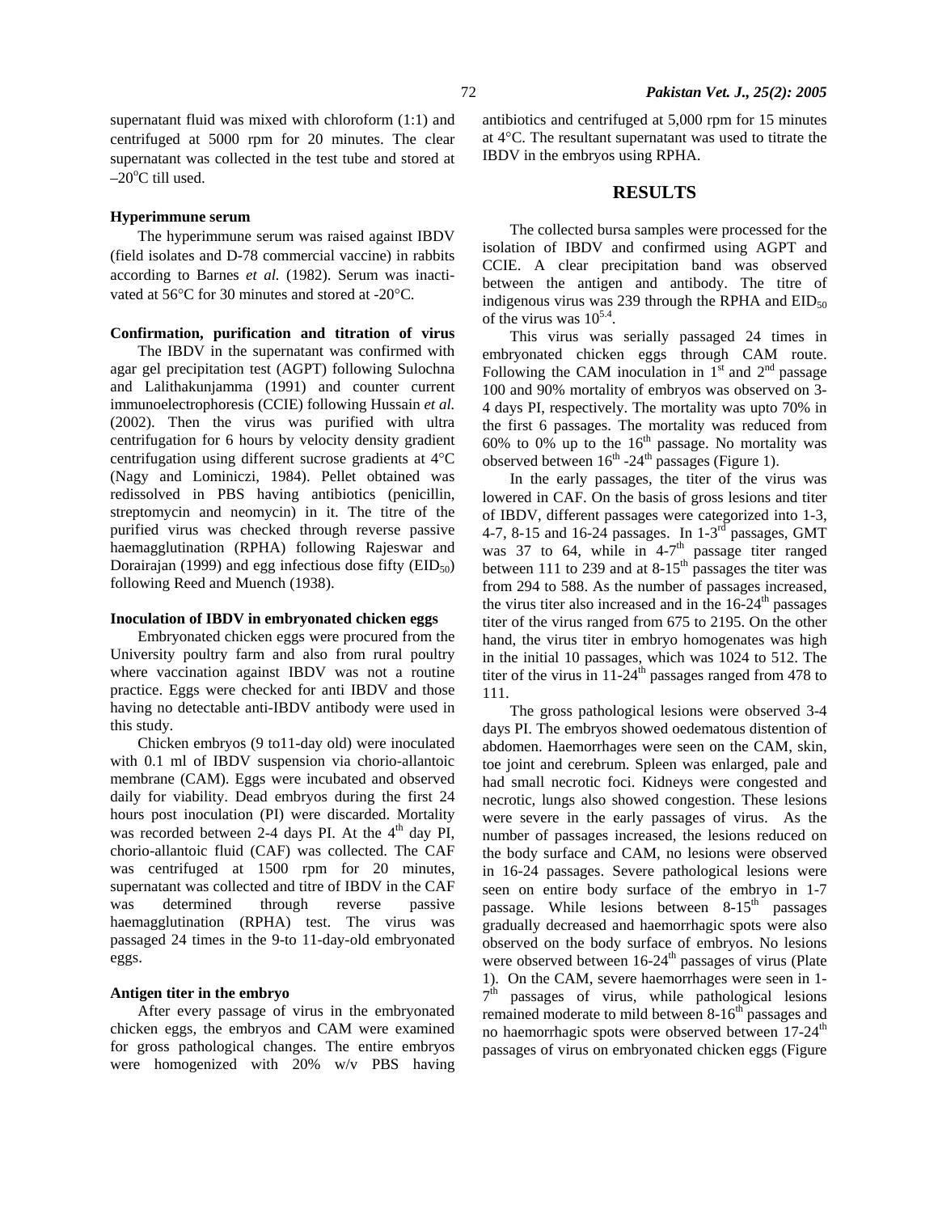supernatant fluid was mixed with chloroform (1:1) and centrifuged at 5000 rpm for 20 minutes. The clear supernatant was collected in the test tube and stored at $-20^{o}C$ till used.

#### Hyperimmune serum

The hyperimmune serum was raised against IBDV (field isolates and D-78 commercial vaccine) in rabbits according to Barnes *et al.* (1982). Serum was inactivated at 56°C for 30 minutes and stored at -20°C.

#### Confirmation, purification and titration of virus

The IBDV in the supernatant was confirmed with agar gel precipitation test (AGPT) following Sulochna and Lalithakunjamma (1991) and counter current immunoelectrophoresis (CCIE) following Hussain *et al.* (2002). Then the virus was purified with ultra centrifugation for 6 hours by velocity density gradient centrifugation using different sucrose gradients at 4°C (Nagy and Lominiczi, 1984). Pellet obtained was redissolved in PBS having antibiotics (penicillin, streptomycin and neomycin) in it. The titre of the purified virus was checked through reverse passive haemagglutination (RPHA) following Rajeswar and Dorairajan (1999) and egg infectious dose fifty ($EID_{50}$) following Reed and Muench (1938).

#### Inoculation of IBDV in embryonated chicken eggs

Embryonated chicken eggs were procured from the University poultry farm and also from rural poultry where vaccination against IBDV was not a routine practice. Eggs were checked for anti IBDV and those having no detectable anti-IBDV antibody were used in this study.

Chicken embryos (9 to11-day old) were inoculated with 0.1 ml of IBDV suspension via chorio-allantoic membrane (CAM). Eggs were incubated and observed daily for viability. Dead embryos during the first 24 hours post inoculation (PI) were discarded. Mortality was recorded between 2-4 days PI. At the 4$^{th}$ day PI, chorio-allantoic fluid (CAF) was collected. The CAF was centrifuged at 1500 rpm for 20 minutes, supernatant was collected and titre of IBDV in the CAF was determined through reverse passive haemagglutination (RPHA) test. The virus was passaged 24 times in the 9-to 11-day-old embryonated eggs.

#### Antigen titer in the embryo

After every passage of virus in the embryonated chicken eggs, the embryos and CAM were examined for gross pathological changes. The entire embryos were homogenized with 20% w/v PBS having antibiotics and centrifuged at 5,000 rpm for 15 minutes at 4°C. The resultant supernatant was used to titrate the IBDV in the embryos using RPHA.

## RESULTS

The collected bursa samples were processed for the isolation of IBDV and confirmed using AGPT and CCIE. A clear precipitation band was observed between the antigen and antibody. The titre of indigenous virus was 239 through the RPHA and $EID_{50}$ of the virus was $10^{5.4}$.

This virus was serially passaged 24 times in embryonated chicken eggs through CAM route. Following the CAM inoculation in 1$^{st}$ and 2$^{nd}$ passage 100 and 90% mortality of embryos was observed on 3-4 days PI, respectively. The mortality was upto 70% in the first 6 passages. The mortality was reduced from 60% to 0% up to the 16$^{th}$ passage. No mortality was observed between 16$^{th}$ -24$^{th}$ passages (Figure 1).

In the early passages, the titer of the virus was lowered in CAF. On the basis of gross lesions and titer of IBDV, different passages were categorized into 1-3, 4-7, 8-15 and 16-24 passages. In 1-3$^{rd}$ passages, GMT was 37 to 64, while in 4-7$^{th}$ passage titer ranged between 111 to 239 and at 8-15$^{th}$ passages the titer was from 294 to 588. As the number of passages increased, the virus titer also increased and in the 16-24$^{th}$ passages titer of the virus ranged from 675 to 2195. On the other hand, the virus titer in embryo homogenates was high in the initial 10 passages, which was 1024 to 512. The titer of the virus in 11-24$^{th}$ passages ranged from 478 to 111.

The gross pathological lesions were observed 3-4 days PI. The embryos showed oedematous distention of abdomen. Haemorrhages were seen on the CAM, skin, toe joint and cerebrum. Spleen was enlarged, pale and had small necrotic foci. Kidneys were congested and necrotic, lungs also showed congestion. These lesions were severe in the early passages of virus. As the number of passages increased, the lesions reduced on the body surface and CAM, no lesions were observed in 16-24 passages. Severe pathological lesions were seen on entire body surface of the embryo in 1-7 passage. While lesions between 8-15$^{th}$ passages gradually decreased and haemorrhagic spots were also observed on the body surface of embryos. No lesions were observed between 16-24$^{th}$ passages of virus (Plate 1). On the CAM, severe haemorrhages were seen in 1-7$^{th}$ passages of virus, while pathological lesions remained moderate to mild between 8-16$^{th}$ passages and no haemorrhagic spots were observed between 17-24$^{th}$ passages of virus on embryonated chicken eggs (Figure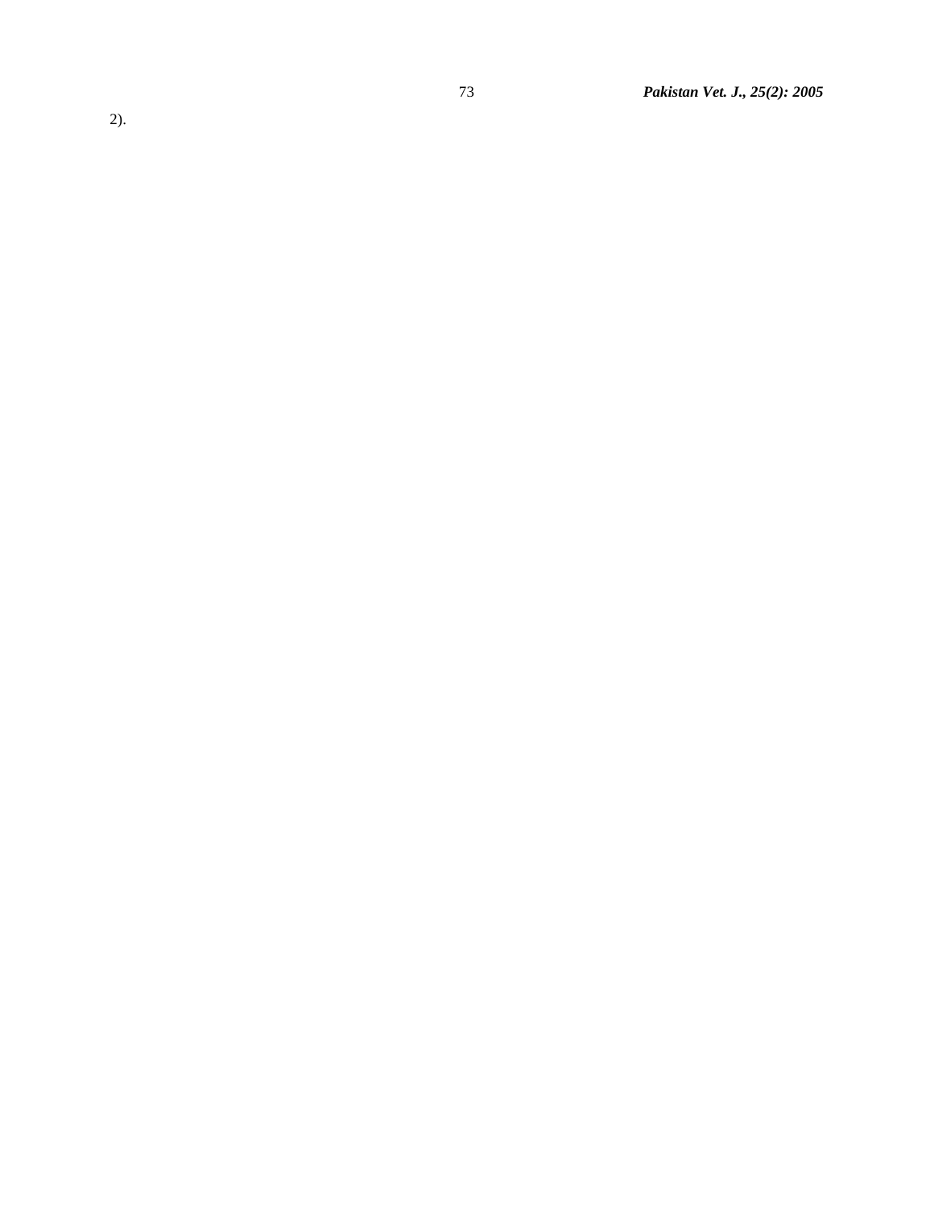2).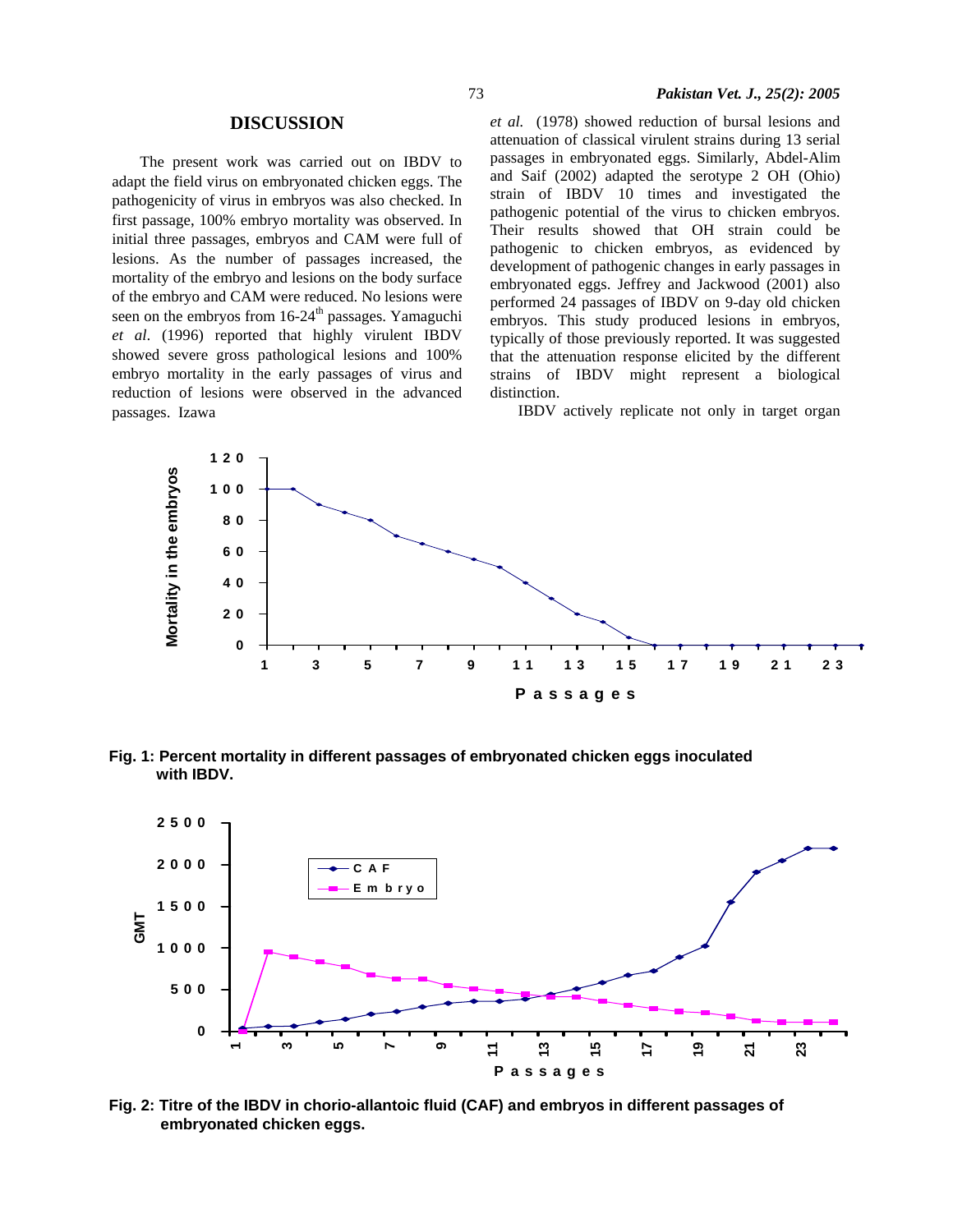## DISCUSSION

The present work was carried out on IBDV to adapt the field virus on embryonated chicken eggs. The pathogenicity of virus in embryos was also checked. In first passage, 100% embryo mortality was observed. In initial three passages, embryos and CAM were full of lesions. As the number of passages increased, the mortality of the embryo and lesions on the body surface of the embryo and CAM were reduced. No lesions were seen on the embryos from 16-24th passages. Yamaguchi *et al*. (1996) reported that highly virulent IBDV showed severe gross pathological lesions and 100% embryo mortality in the early passages of virus and reduction of lesions were observed in the advanced passages. Izawa *et al.* (1978) showed reduction of bursal lesions and attenuation of classical virulent strains during 13 serial passages in embryonated eggs. Similarly, Abdel-Alim and Saif (2002) adapted the serotype 2 OH (Ohio) strain of IBDV 10 times and investigated the pathogenic potential of the virus to chicken embryos. Their results showed that OH strain could be pathogenic to chicken embryos, as evidenced by development of pathogenic changes in early passages in embryonated eggs. Jeffrey and Jackwood (2001) also performed 24 passages of IBDV on 9-day old chicken embryos. This study produced lesions in embryos, typically of those previously reported. It was suggested that the attenuation response elicited by the different strains of IBDV might represent a biological distinction.

IBDV actively replicate not only in target organ

**Fig. 1: Percent mortality in different passages of embryonated chicken eggs inoculated with IBDV.**

**Fig. 2: Titre of the IBDV in chorio-allantoic fluid (CAF) and embryos in different passages of embryonated chicken eggs.**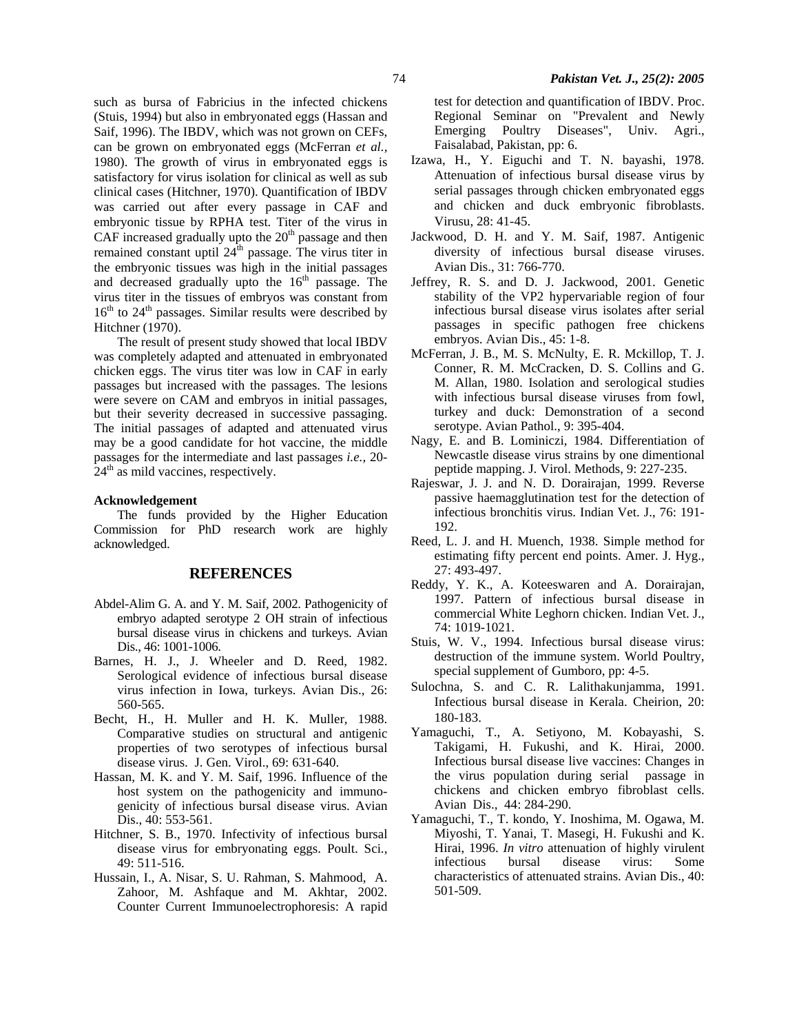such as bursa of Fabricius in the infected chickens (Stuis, 1994) but also in embryonated eggs (Hassan and Saif, 1996). The IBDV, which was not grown on CEFs, can be grown on embryonated eggs (McFerran *et al.*, 1980). The growth of virus in embryonated eggs is satisfactory for virus isolation for clinical as well as sub clinical cases (Hitchner, 1970). Quantification of IBDV was carried out after every passage in CAF and embryonic tissue by RPHA test. Titer of the virus in CAF increased gradually upto the $20^{th}$ passage and then remained constant uptil $24^{th}$ passage. The virus titer in the embryonic tissues was high in the initial passages and decreased gradually upto the $16^{th}$ passage. The virus titer in the tissues of embryos was constant from $16^{th}$ to $24^{th}$ passages. Similar results were described by Hitchner (1970).

The result of present study showed that local IBDV was completely adapted and attenuated in embryonated chicken eggs. The virus titer was low in CAF in early passages but increased with the passages. The lesions were severe on CAM and embryos in initial passages, but their severity decreased in successive passaging. The initial passages of adapted and attenuated virus may be a good candidate for hot vaccine, the middle passages for the intermediate and last passages *i.e.,* 20-$24^{th}$ as mild vaccines, respectively.

**Acknowledgement**

The funds provided by the Higher Education Commission for PhD research work are highly acknowledged.

## REFERENCES

Abdel-Alim G. A. and Y. M. Saif, 2002. Pathogenicity of embryo adapted serotype 2 OH strain of infectious bursal disease virus in chickens and turkeys. Avian Dis., 46: 1001-1006.

Barnes, H. J., J. Wheeler and D. Reed, 1982. Serological evidence of infectious bursal disease virus infection in Iowa, turkeys. Avian Dis., 26: 560-565.

Becht, H., H. Muller and H. K. Muller, 1988. Comparative studies on structural and antigenic properties of two serotypes of infectious bursal disease virus. J. Gen. Virol., 69: 631-640.

Hassan, M. K. and Y. M. Saif, 1996. Influence of the host system on the pathogenicity and immunogenicity of infectious bursal disease virus. Avian Dis., 40: 553-561.

Hitchner, S. B., 1970. Infectivity of infectious bursal disease virus for embryonating eggs. Poult. Sci., 49: 511-516.

Hussain, I., A. Nisar, S. U. Rahman, S. Mahmood, A. Zahoor, M. Ashfaque and M. Akhtar, 2002. Counter Current Immunoelectrophoresis: A rapid test for detection and quantification of IBDV. Proc. Regional Seminar on "Prevalent and Newly Emerging Poultry Diseases", Univ. Agri., Faisalabad, Pakistan, pp: 6.

Izawa, H., Y. Eiguchi and T. N. bayashi, 1978. Attenuation of infectious bursal disease virus by serial passages through chicken embryonated eggs and chicken and duck embryonic fibroblasts. Virusu, 28: 41-45.

Jackwood, D. H. and Y. M. Saif, 1987. Antigenic diversity of infectious bursal disease viruses. Avian Dis., 31: 766-770.

Jeffrey, R. S. and D. J. Jackwood, 2001. Genetic stability of the VP2 hypervariable region of four infectious bursal disease virus isolates after serial passages in specific pathogen free chickens embryos. Avian Dis., 45: 1-8.

McFerran, J. B., M. S. McNulty, E. R. Mckillop, T. J. Conner, R. M. McCracken, D. S. Collins and G. M. Allan, 1980. Isolation and serological studies with infectious bursal disease viruses from fowl, turkey and duck: Demonstration of a second serotype. Avian Pathol., 9: 395-404.

Nagy, E. and B. Lominiczi, 1984. Differentiation of Newcastle disease virus strains by one dimentional peptide mapping. J. Virol. Methods, 9: 227-235.

Rajeswar, J. J. and N. D. Dorairajan, 1999. Reverse passive haemagglutination test for the detection of infectious bronchitis virus. Indian Vet. J., 76: 191-192.

Reed, L. J. and H. Muench, 1938. Simple method for estimating fifty percent end points. Amer. J. Hyg., 27: 493-497.

Reddy, Y. K., A. Koteeswaren and A. Dorairajan, 1997. Pattern of infectious bursal disease in commercial White Leghorn chicken. Indian Vet. J., 74: 1019-1021.

Stuis, W. V., 1994. Infectious bursal disease virus: destruction of the immune system. World Poultry, special supplement of Gumboro, pp: 4-5.

Sulochna, S. and C. R. Lalithakunjamma, 1991. Infectious bursal disease in Kerala. Cheirion, 20: 180-183.

Yamaguchi, T., A. Setiyono, M. Kobayashi, S. Takigami, H. Fukushi, and K. Hirai, 2000. Infectious bursal disease live vaccines: Changes in the virus population during serial passage in chickens and chicken embryo fibroblast cells. Avian Dis., 44: 284-290.

Yamaguchi, T., T. kondo, Y. Inoshima, M. Ogawa, M. Miyoshi, T. Yanai, T. Masegi, H. Fukushi and K. Hirai, 1996. *In vitro* attenuation of highly virulent infectious bursal disease virus: Some characteristics of attenuated strains. Avian Dis., 40: 501-509.